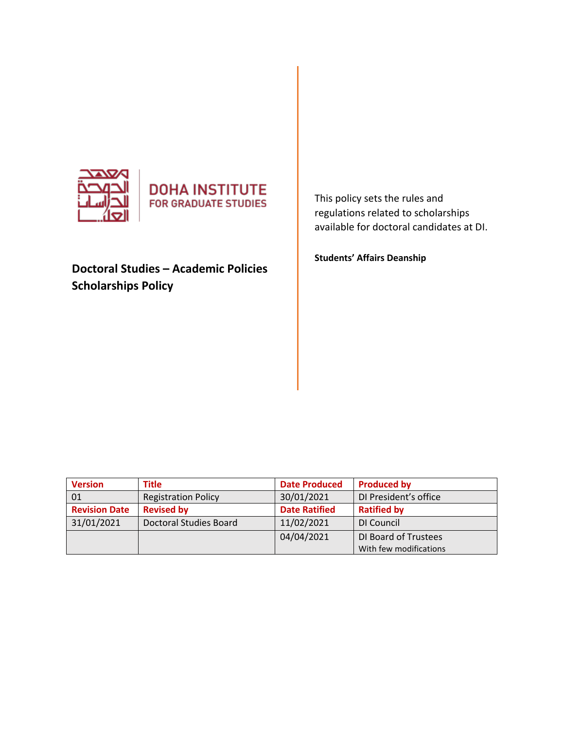DOHA INSTITUTE
FOR GRADUATE STUDIES

**Doctoral Studies – Academic Policies**
**Scholarships Policy**

This policy sets the rules and regulations related to scholarships available for doctoral candidates at DI.

**Students' Affairs Deanship**

| Version | Title | Date Produced | Produced by |
|---|---|---|---|
| 01 | Registration Policy | 30/01/2021 | DI President's office |
| **Revision Date** | **Revised by** | **Date Ratified** | **Ratified by** |
| 31/01/2021 | Doctoral Studies Board | 11/02/2021 | DI Council |
| | | 04/04/2021 | DI Board of Trustees With few modifications |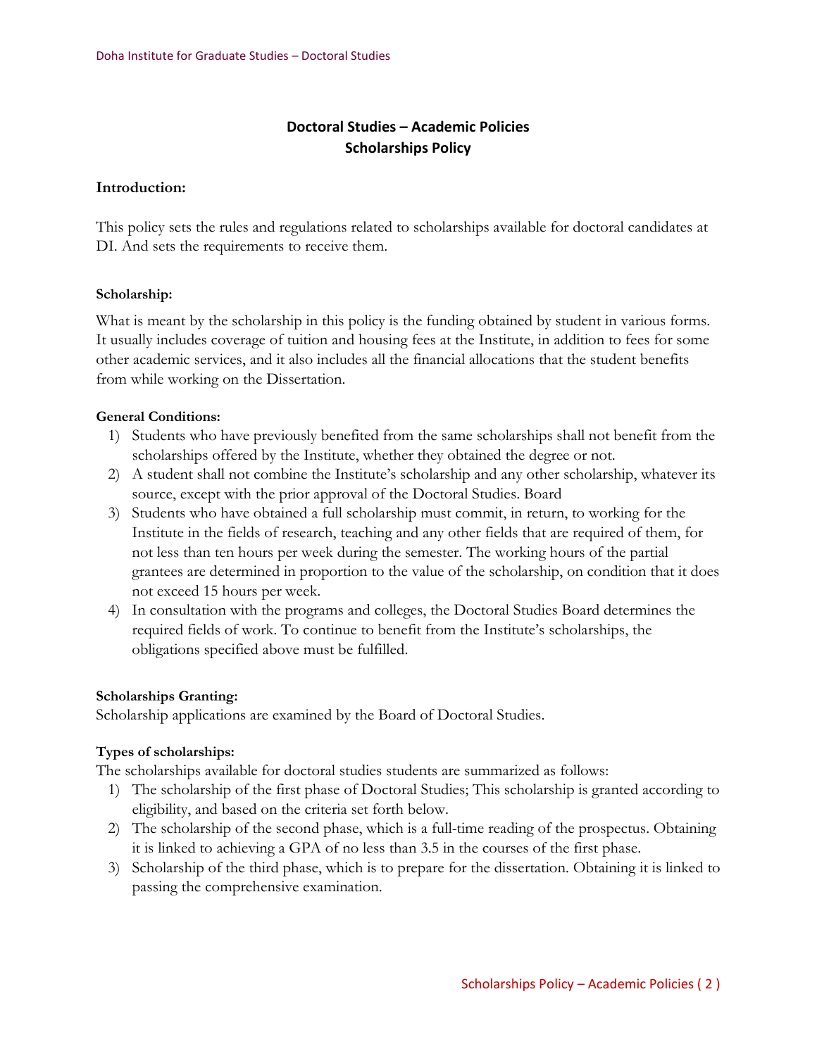# Doctoral Studies – Academic Policies
## Scholarships Policy

### Introduction:

This policy sets the rules and regulations related to scholarships available for doctoral candidates at DI. And sets the requirements to receive them.

#### Scholarship:

What is meant by the scholarship in this policy is the funding obtained by student in various forms. It usually includes coverage of tuition and housing fees at the Institute, in addition to fees for some other academic services, and it also includes all the financial allocations that the student benefits from while working on the Dissertation.

#### General Conditions:

1) Students who have previously benefited from the same scholarships shall not benefit from the scholarships offered by the Institute, whether they obtained the degree or not.
2) A student shall not combine the Institute's scholarship and any other scholarship, whatever its source, except with the prior approval of the Doctoral Studies. Board
3) Students who have obtained a full scholarship must commit, in return, to working for the Institute in the fields of research, teaching and any other fields that are required of them, for not less than ten hours per week during the semester. The working hours of the partial grantees are determined in proportion to the value of the scholarship, on condition that it does not exceed 15 hours per week.
4) In consultation with the programs and colleges, the Doctoral Studies Board determines the required fields of work. To continue to benefit from the Institute's scholarships, the obligations specified above must be fulfilled.

#### Scholarships Granting:

Scholarship applications are examined by the Board of Doctoral Studies.

#### Types of scholarships:

The scholarships available for doctoral studies students are summarized as follows:

1) The scholarship of the first phase of Doctoral Studies; This scholarship is granted according to eligibility, and based on the criteria set forth below.
2) The scholarship of the second phase, which is a full-time reading of the prospectus. Obtaining it is linked to achieving a GPA of no less than 3.5 in the courses of the first phase.
3) Scholarship of the third phase, which is to prepare for the dissertation. Obtaining it is linked to passing the comprehensive examination.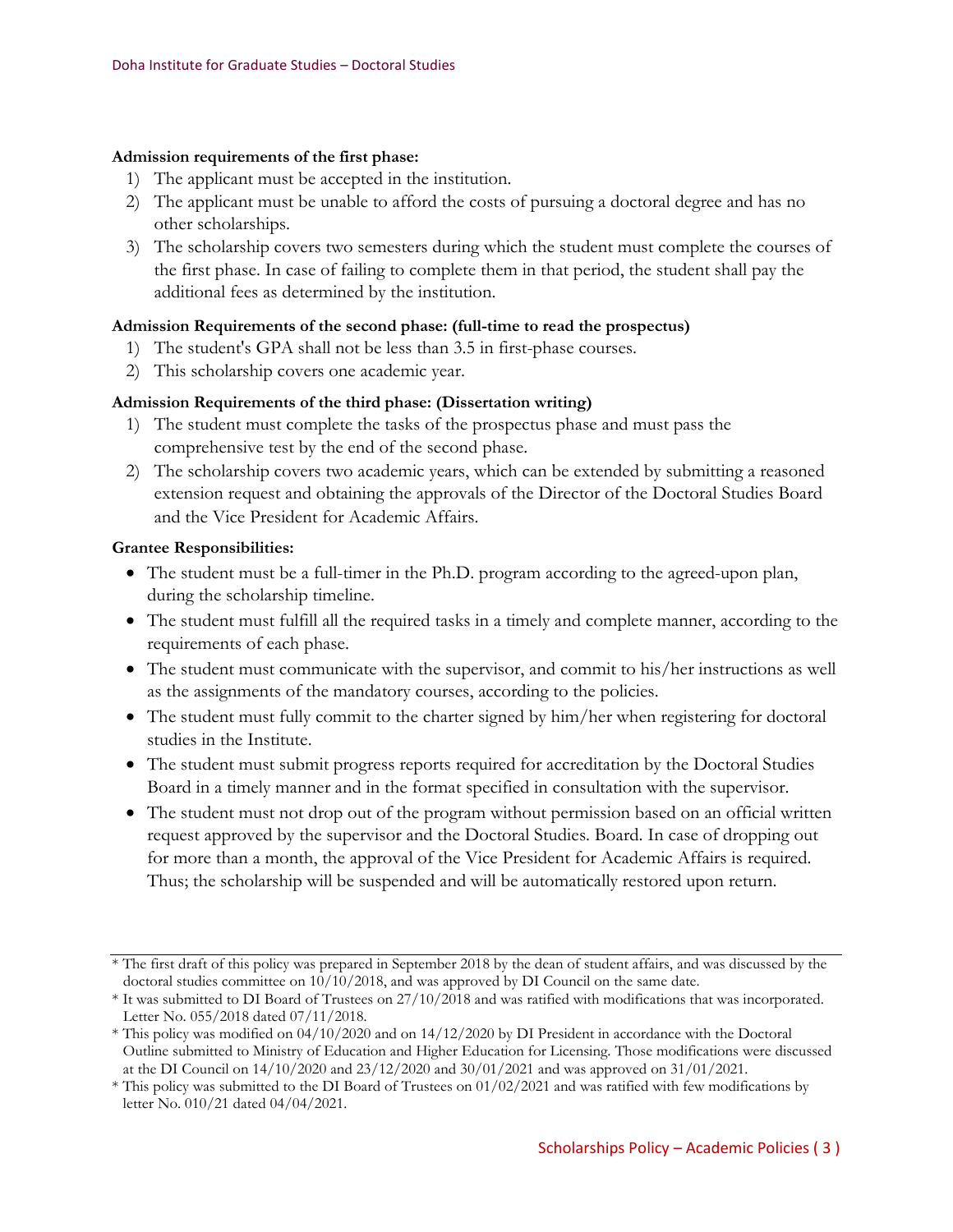**Admission requirements of the first phase:**

1) The applicant must be accepted in the institution.
2) The applicant must be unable to afford the costs of pursuing a doctoral degree and has no other scholarships.
3) The scholarship covers two semesters during which the student must complete the courses of the first phase. In case of failing to complete them in that period, the student shall pay the additional fees as determined by the institution.

**Admission Requirements of the second phase: (full-time to read the prospectus)**

1) The student's GPA shall not be less than 3.5 in first-phase courses.
2) This scholarship covers one academic year.

**Admission Requirements of the third phase: (Dissertation writing)**

1) The student must complete the tasks of the prospectus phase and must pass the comprehensive test by the end of the second phase.
2) The scholarship covers two academic years, which can be extended by submitting a reasoned extension request and obtaining the approvals of the Director of the Doctoral Studies Board and the Vice President for Academic Affairs.

**Grantee Responsibilities:**

- The student must be a full-timer in the Ph.D. program according to the agreed-upon plan, during the scholarship timeline.
- The student must fulfill all the required tasks in a timely and complete manner, according to the requirements of each phase.
- The student must communicate with the supervisor, and commit to his/her instructions as well as the assignments of the mandatory courses, according to the policies.
- The student must fully commit to the charter signed by him/her when registering for doctoral studies in the Institute.
- The student must submit progress reports required for accreditation by the Doctoral Studies Board in a timely manner and in the format specified in consultation with the supervisor.
- The student must not drop out of the program without permission based on an official written request approved by the supervisor and the Doctoral Studies. Board. In case of dropping out for more than a month, the approval of the Vice President for Academic Affairs is required. Thus; the scholarship will be suspended and will be automatically restored upon return.

---

* The first draft of this policy was prepared in September 2018 by the dean of student affairs, and was discussed by the doctoral studies committee on 10/10/2018, and was approved by DI Council on the same date.

* It was submitted to DI Board of Trustees on 27/10/2018 and was ratified with modifications that was incorporated. Letter No. 055/2018 dated 07/11/2018.

* This policy was modified on 04/10/2020 and on 14/12/2020 by DI President in accordance with the Doctoral Outline submitted to Ministry of Education and Higher Education for Licensing. Those modifications were discussed at the DI Council on 14/10/2020 and 23/12/2020 and 30/01/2021 and was approved on 31/01/2021.

* This policy was submitted to the DI Board of Trustees on 01/02/2021 and was ratified with few modifications by letter No. 010/21 dated 04/04/2021.